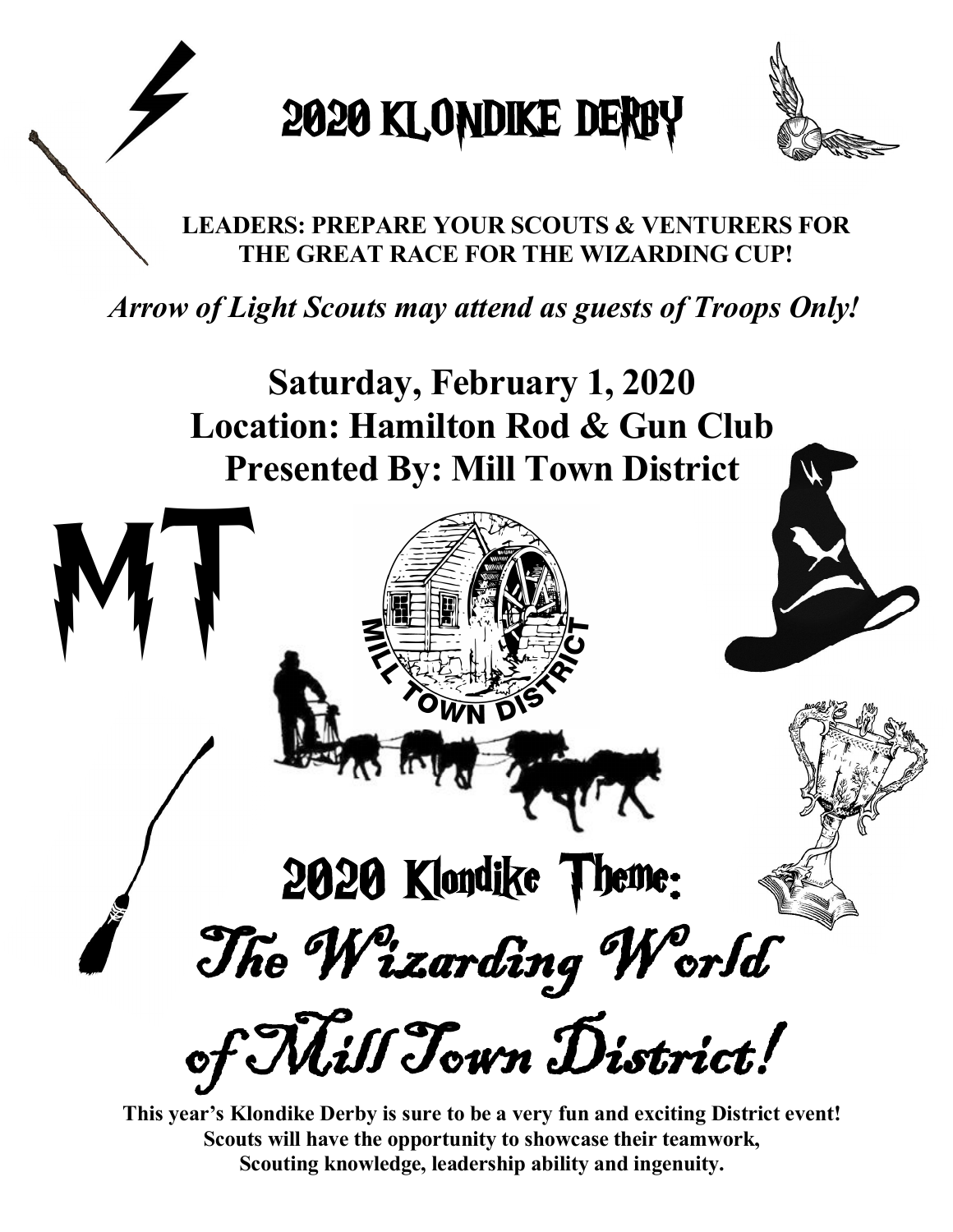# 2020 KLONDIKE DERBY

**LEADERS: PREPARE YOUR SCOUTS & VENTURERS FOR THE GREAT RACE FOR THE WIZARDING CUP!**

***Arrow of Light Scouts may attend as guests of Troops Only!***

## Saturday, February 1, 2020
## Location: Hamilton Rod & Gun Club
## Presented By: Mill Town District

MT

MILL TOWN DISTRICT

## 2020 Klondike Theme:

# The Wizarding World of Mill Town District!

**This year's Klondike Derby is sure to be a very fun and exciting District event! Scouts will have the opportunity to showcase their teamwork, Scouting knowledge, leadership ability and ingenuity.**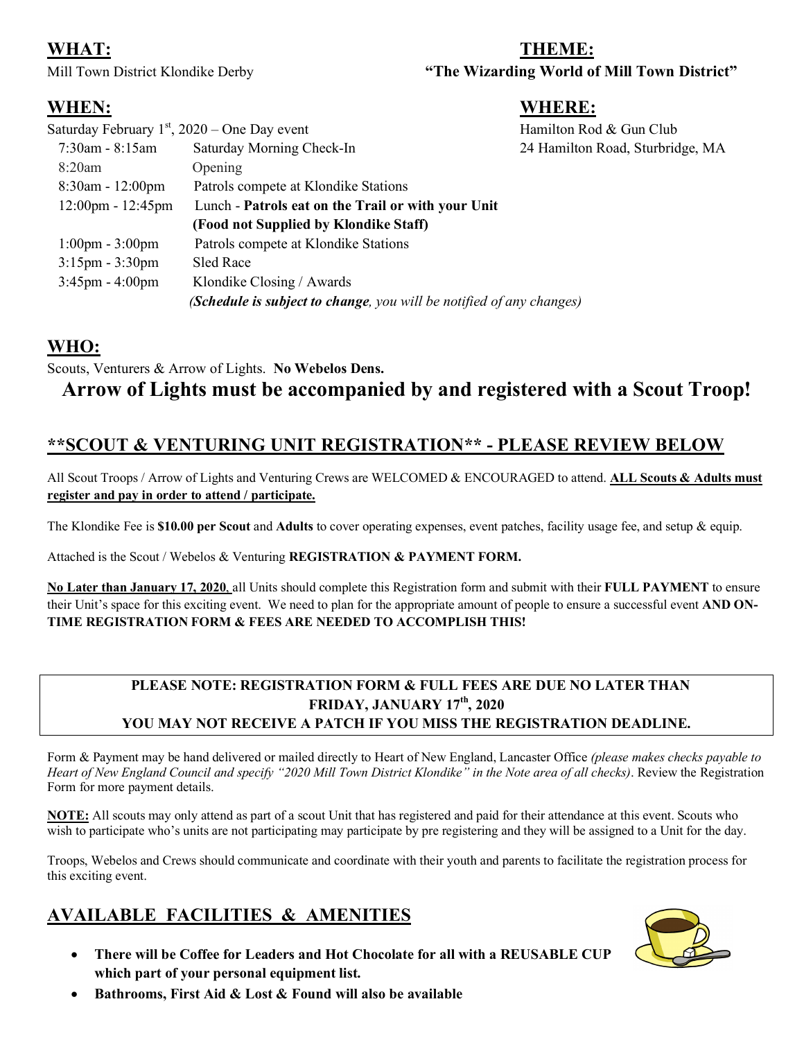## WHAT:

Mill Town District Klondike Derby

## THEME:

**"The Wizarding World of Mill Town District"**

## WHEN:

Saturday February 1st, 2020 – One Day event

| | |
|---|---|
| 7:30am - 8:15am | Saturday Morning Check-In |
| 8:20am | Opening |
| 8:30am - 12:00pm | Patrols compete at Klondike Stations |
| 12:00pm - 12:45pm | Lunch - **Patrols eat on the Trail or with your Unit (Food not Supplied by Klondike Staff)** |
| 1:00pm - 3:00pm | Patrols compete at Klondike Stations |
| 3:15pm - 3:30pm | Sled Race |
| 3:45pm - 4:00pm | Klondike Closing / Awards |

*(**Schedule is subject to change**, you will be notified of any changes)*

## WHERE:

Hamilton Rod & Gun Club
24 Hamilton Road, Sturbridge, MA

## WHO:

Scouts, Venturers & Arrow of Lights. **No Webelos Dens.**

**Arrow of Lights must be accompanied by and registered with a Scout Troop!**

## **SCOUT & VENTURING UNIT REGISTRATION** - PLEASE REVIEW BELOW

All Scout Troops / Arrow of Lights and Venturing Crews are WELCOMED & ENCOURAGED to attend. **ALL Scouts & Adults must register and pay in order to attend / participate.**

The Klondike Fee is **$10.00 per Scout** and **Adults** to cover operating expenses, event patches, facility usage fee, and setup & equip.

Attached is the Scout / Webelos & Venturing **REGISTRATION & PAYMENT FORM.**

**No Later than January 17, 2020**, all Units should complete this Registration form and submit with their **FULL PAYMENT** to ensure their Unit's space for this exciting event. We need to plan for the appropriate amount of people to ensure a successful event **AND ON-TIME REGISTRATION FORM & FEES ARE NEEDED TO ACCOMPLISH THIS!**

**PLEASE NOTE: REGISTRATION FORM & FULL FEES ARE DUE NO LATER THAN FRIDAY, JANUARY 17th, 2020**
**YOU MAY NOT RECEIVE A PATCH IF YOU MISS THE REGISTRATION DEADLINE.**

Form & Payment may be hand delivered or mailed directly to Heart of New England, Lancaster Office *(please makes checks payable to Heart of New England Council and specify "2020 Mill Town District Klondike" in the Note area of all checks)*. Review the Registration Form for more payment details.

**NOTE:** All scouts may only attend as part of a scout Unit that has registered and paid for their attendance at this event. Scouts who wish to participate who's units are not participating may participate by pre registering and they will be assigned to a Unit for the day.

Troops, Webelos and Crews should communicate and coordinate with their youth and parents to facilitate the registration process for this exciting event.

## AVAILABLE FACILITIES & AMENITIES

- **There will be Coffee for Leaders and Hot Chocolate for all with a REUSABLE CUP which part of your personal equipment list.**
- **Bathrooms, First Aid & Lost & Found will also be available**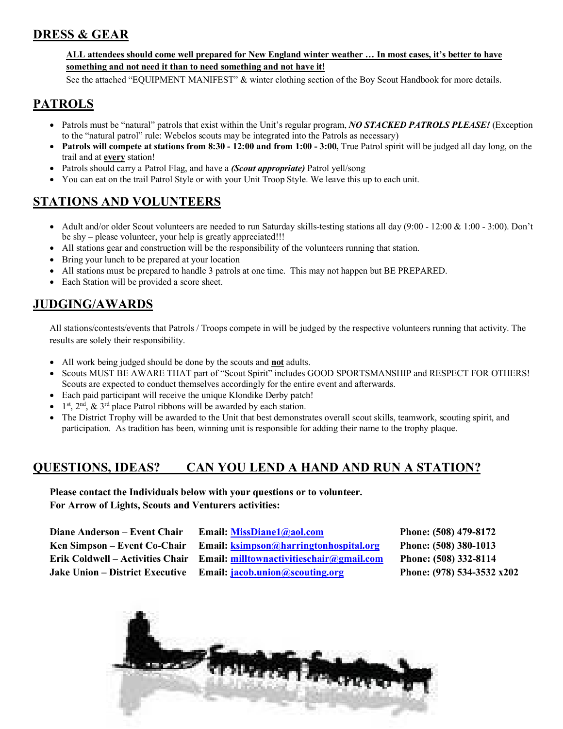## DRESS & GEAR

**ALL attendees should come well prepared for New England winter weather … In most cases, it's better to have something and not need it than to need something and not have it!**

See the attached "EQUIPMENT MANIFEST" & winter clothing section of the Boy Scout Handbook for more details.

## PATROLS

- Patrols must be "natural" patrols that exist within the Unit's regular program, ***NO STACKED PATROLS PLEASE!*** (Exception to the "natural patrol" rule: Webelos scouts may be integrated into the Patrols as necessary)
- **Patrols will compete at stations from 8:30 - 12:00 and from 1:00 - 3:00,** True Patrol spirit will be judged all day long, on the trail and at **every** station!
- Patrols should carry a Patrol Flag, and have a ***(Scout appropriate)*** Patrol yell/song
- You can eat on the trail Patrol Style or with your Unit Troop Style. We leave this up to each unit.

## STATIONS AND VOLUNTEERS

- Adult and/or older Scout volunteers are needed to run Saturday skills-testing stations all day (9:00 - 12:00 & 1:00 - 3:00). Don't be shy – please volunteer, your help is greatly appreciated!!!
- All stations gear and construction will be the responsibility of the volunteers running that station.
- Bring your lunch to be prepared at your location
- All stations must be prepared to handle 3 patrols at one time. This may not happen but BE PREPARED.
- Each Station will be provided a score sheet.

## JUDGING/AWARDS

All stations/contests/events that Patrols / Troops compete in will be judged by the respective volunteers running that activity. The results are solely their responsibility.

- All work being judged should be done by the scouts and **not** adults.
- Scouts MUST BE AWARE THAT part of "Scout Spirit" includes GOOD SPORTSMANSHIP and RESPECT FOR OTHERS! Scouts are expected to conduct themselves accordingly for the entire event and afterwards.
- Each paid participant will receive the unique Klondike Derby patch!
- 1st, 2nd, & 3rd place Patrol ribbons will be awarded by each station.
- The District Trophy will be awarded to the Unit that best demonstrates overall scout skills, teamwork, scouting spirit, and participation. As tradition has been, winning unit is responsible for adding their name to the trophy plaque.

## QUESTIONS, IDEAS? CAN YOU LEND A HAND AND RUN A STATION?

**Please contact the Individuals below with your questions or to volunteer.**
**For Arrow of Lights, Scouts and Venturers activities:**

| | | |
|---|---|---|
| **Diane Anderson – Event Chair** | **Email: MissDiane1@aol.com** | **Phone: (508) 479-8172** |
| **Ken Simpson – Event Co-Chair** | **Email: ksimpson@harringtonhospital.org** | **Phone: (508) 380-1013** |
| **Erik Coldwell – Activities Chair** | **Email: milltownactivitieschair@gmail.com** | **Phone: (508) 332-8114** |
| **Jake Union – District Executive** | **Email: jacob.union@scouting.org** | **Phone: (978) 534-3532 x202** |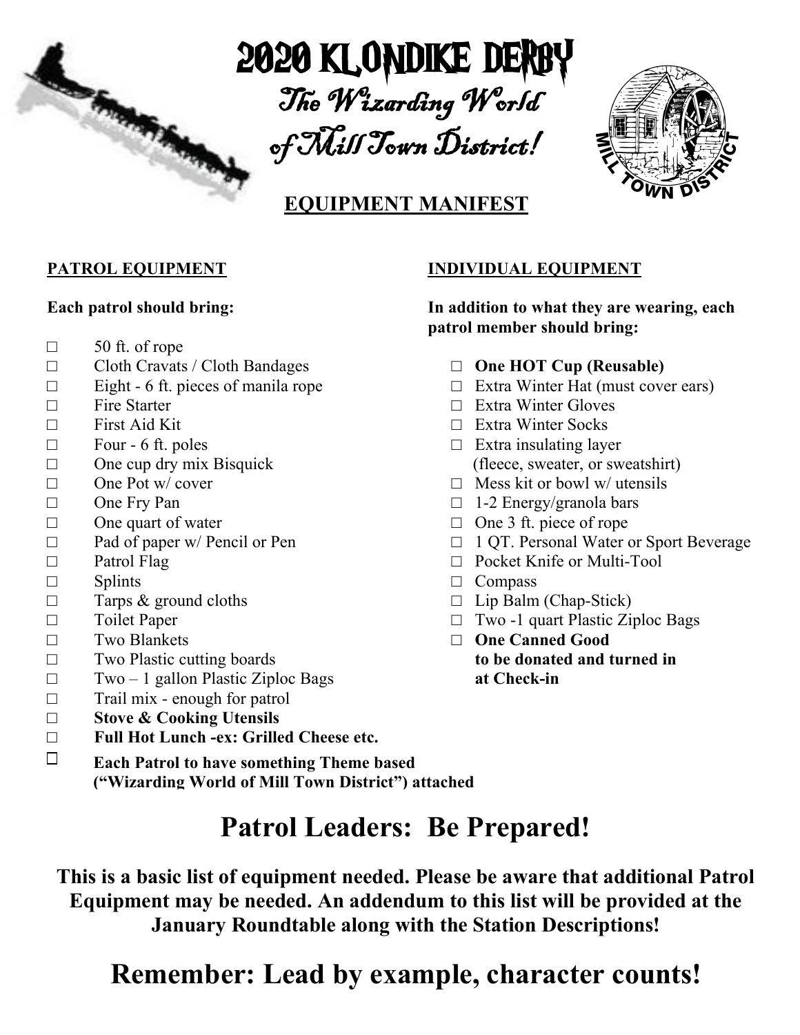# 2020 KLONDIKE DERBY

## *The Wizarding World of Mill Town District!*

MILL TOWN DISTRICT

## EQUIPMENT MANIFEST

**PATROL EQUIPMENT**

**Each patrol should bring:**

- ☐ 50 ft. of rope
- ☐ Cloth Cravats / Cloth Bandages
- ☐ Eight - 6 ft. pieces of manila rope
- ☐ Fire Starter
- ☐ First Aid Kit
- ☐ Four - 6 ft. poles
- ☐ One cup dry mix Bisquick
- ☐ One Pot w/ cover
- ☐ One Fry Pan
- ☐ One quart of water
- ☐ Pad of paper w/ Pencil or Pen
- ☐ Patrol Flag
- ☐ Splints
- ☐ Tarps & ground cloths
- ☐ Toilet Paper
- ☐ Two Blankets
- ☐ Two Plastic cutting boards
- ☐ Two – 1 gallon Plastic Ziploc Bags
- ☐ Trail mix - enough for patrol
- ☐ **Stove & Cooking Utensils**
- ☐ **Full Hot Lunch -ex: Grilled Cheese etc.**
- ☐ **Each Patrol to have something Theme based ("Wizarding World of Mill Town District") attached**

**INDIVIDUAL EQUIPMENT**

**In addition to what they are wearing, each patrol member should bring:**

- ☐ **One HOT Cup (Reusable)**
- ☐ Extra Winter Hat (must cover ears)
- ☐ Extra Winter Gloves
- ☐ Extra Winter Socks
- ☐ Extra insulating layer (fleece, sweater, or sweatshirt)
- ☐ Mess kit or bowl w/ utensils
- ☐ 1-2 Energy/granola bars
- ☐ One 3 ft. piece of rope
- ☐ 1 QT. Personal Water or Sport Beverage
- ☐ Pocket Knife or Multi-Tool
- ☐ Compass
- ☐ Lip Balm (Chap-Stick)
- ☐ Two -1 quart Plastic Ziploc Bags
- ☐ **One Canned Good to be donated and turned in at Check-in**

# Patrol Leaders: Be Prepared!

**This is a basic list of equipment needed. Please be aware that additional Patrol Equipment may be needed. An addendum to this list will be provided at the January Roundtable along with the Station Descriptions!**

# Remember: Lead by example, character counts!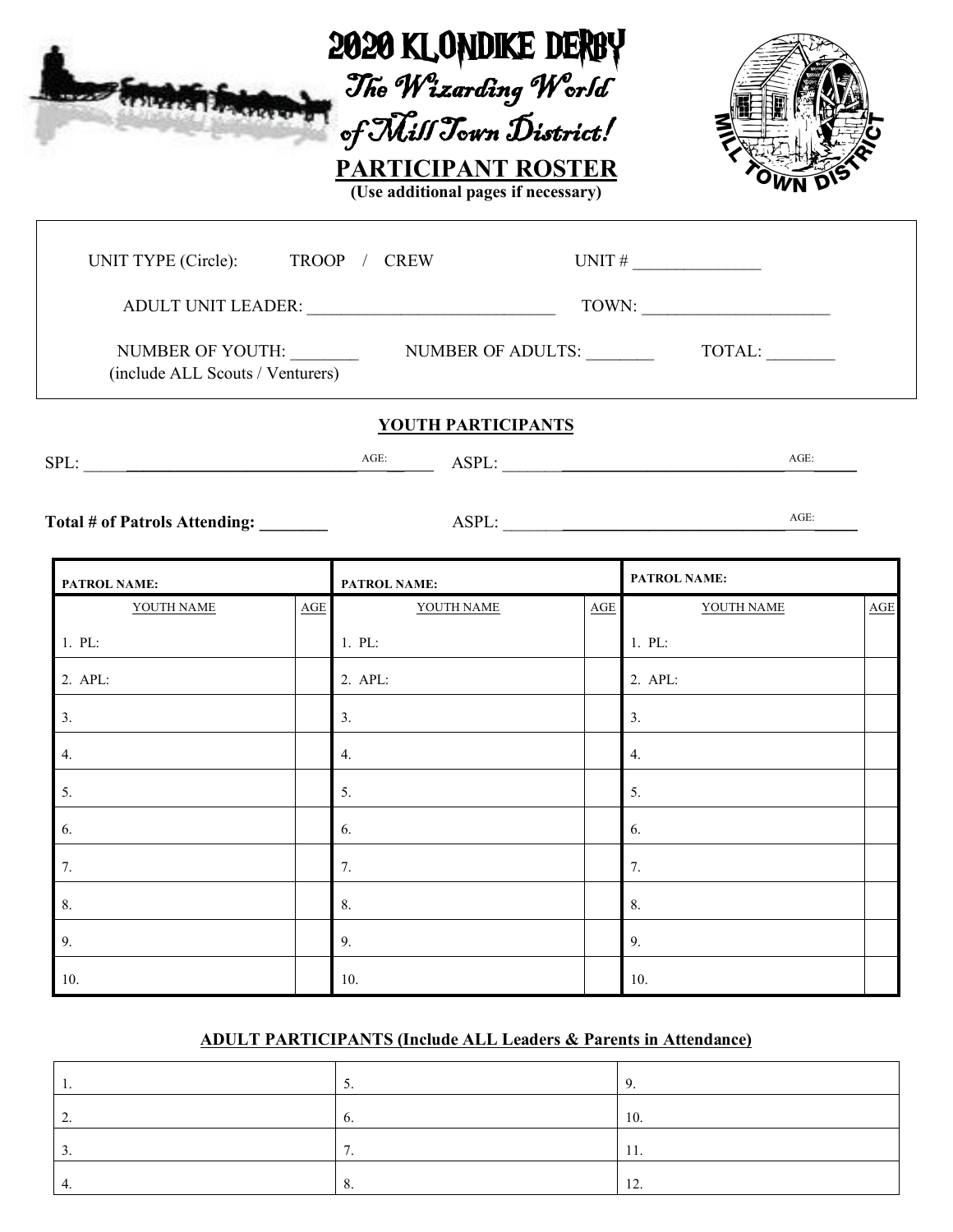# 2020 KLONDIKE DERBY

*The Wizarding World of Mill Town District!*

## PARTICIPANT ROSTER

**(Use additional pages if necessary)**

UNIT TYPE (Circle): TROOP / CREW UNIT # _______________

ADULT UNIT LEADER: _____________________________ TOWN: ______________________

NUMBER OF YOUTH: ________ NUMBER OF ADULTS: ________ TOTAL: ________
(include ALL Scouts / Venturers)

### YOUTH PARTICIPANTS

SPL: ______________________________ AGE: ______ ASPL: ______________________________ AGE: ______

**Total # of Patrols Attending: ________** ASPL: ______________________________ AGE: ______

| PATROL NAME: | | PATROL NAME: | | PATROL NAME: | |
|---|---|---|---|---|---|
| YOUTH NAME | AGE | YOUTH NAME | AGE | YOUTH NAME | AGE |
| 1. PL: | | 1. PL: | | 1. PL: | |
| 2. APL: | | 2. APL: | | 2. APL: | |
| 3. | | 3. | | 3. | |
| 4. | | 4. | | 4. | |
| 5. | | 5. | | 5. | |
| 6. | | 6. | | 6. | |
| 7. | | 7. | | 7. | |
| 8. | | 8. | | 8. | |
| 9. | | 9. | | 9. | |
| 10. | | 10. | | 10. | |

### ADULT PARTICIPANTS (Include ALL Leaders & Parents in Attendance)

| | | |
|---|---|---|
| 1. | 5. | 9. |
| 2. | 6. | 10. |
| 3. | 7. | 11. |
| 4. | 8. | 12. |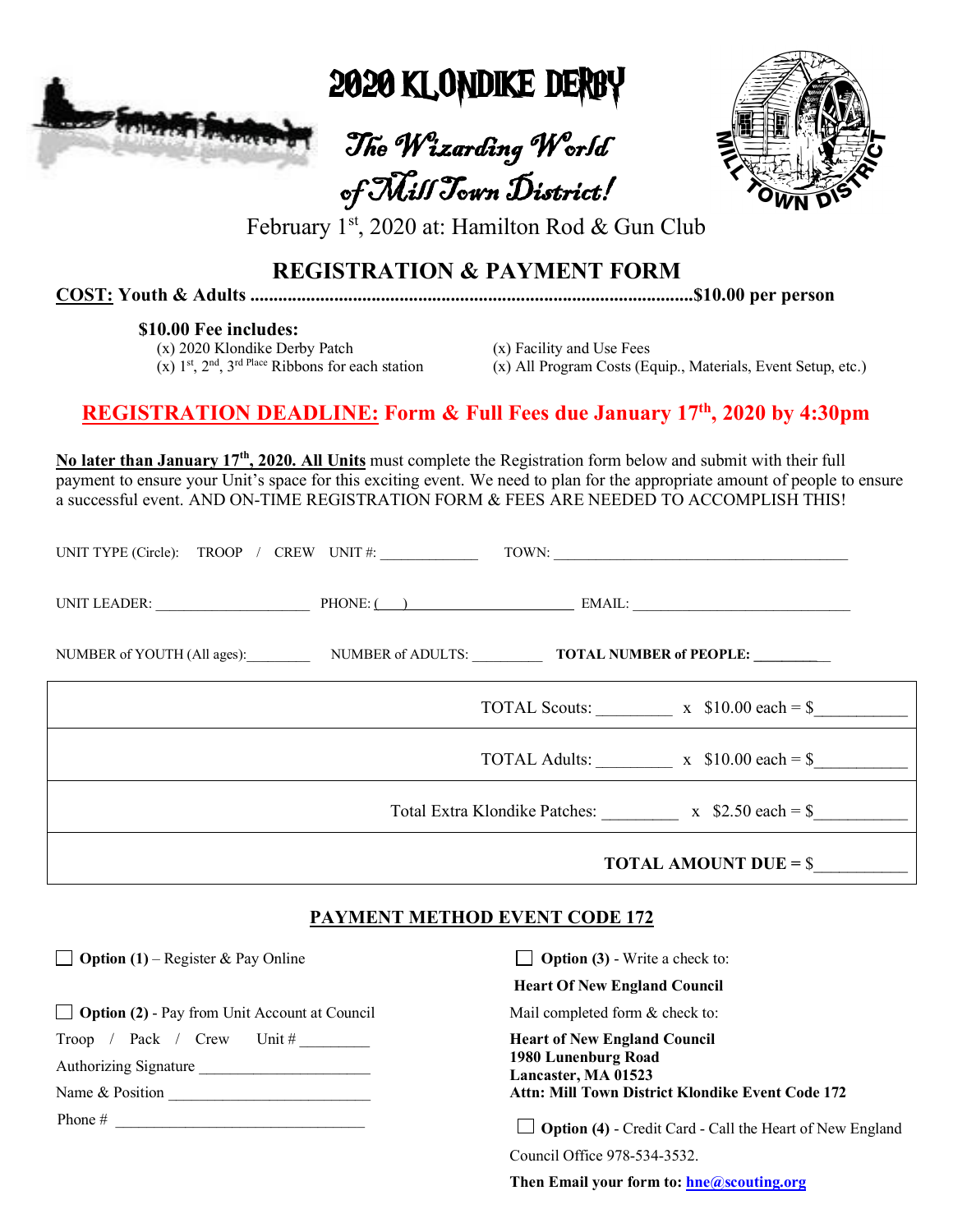# 2020 KLONDIKE DERBY

## *The Wizarding World of Mill Town District!*

February 1st, 2020 at: Hamilton Rod & Gun Club

## REGISTRATION & PAYMENT FORM

**<u>COST:</u> Youth & Adults ..............................................................................................$10.00 per person**

**$10.00 Fee includes:**

- (x) 2020 Klondike Derby Patch
- (x) 1st, 2nd, 3rd Place Ribbons for each station
- (x) Facility and Use Fees
- (x) All Program Costs (Equip., Materials, Event Setup, etc.)

## <u>REGISTRATION DEADLINE:</u> Form & Full Fees due January 17th, 2020 by 4:30pm

**<u>No later than January 17th, 2020. All Units</u>** must complete the Registration form below and submit with their full payment to ensure your Unit's space for this exciting event. We need to plan for the appropriate amount of people to ensure a successful event. AND ON-TIME REGISTRATION FORM & FEES ARE NEEDED TO ACCOMPLISH THIS!

UNIT TYPE (Circle): TROOP / CREW UNIT #: ____________ TOWN: ________________________________________

UNIT LEADER: ____________________ PHONE: (___) ____________________ EMAIL: ____________________________

NUMBER of YOUTH (All ages):________ NUMBER of ADULTS: _________ **TOTAL NUMBER of PEOPLE: __________**

| |
|---|
| TOTAL Scouts: _________ x $10.00 each = $___________ |
| TOTAL Adults: _________ x $10.00 each = $___________ |
| Total Extra Klondike Patches: _________ x $2.50 each = $___________ |
| **TOTAL AMOUNT DUE** = $___________ |

### <u>PAYMENT METHOD EVENT CODE 172</u>

☐ **Option (1)** – Register & Pay Online

☐ **Option (2)** - Pay from Unit Account at Council

Troop / Pack / Crew Unit # _________

Authorizing Signature _____________________

Name & Position _________________________

Phone # ________________________________

☐ **Option (3)** - Write a check to:

**Heart Of New England Council**

Mail completed form & check to:

**Heart of New England Council**
**1980 Lunenburg Road**
**Lancaster, MA 01523**
**Attn: Mill Town District Klondike Event Code 172**

☐ **Option (4)** - Credit Card - Call the Heart of New England Council Office 978-534-3532.

**Then Email your form to: hne@scouting.org**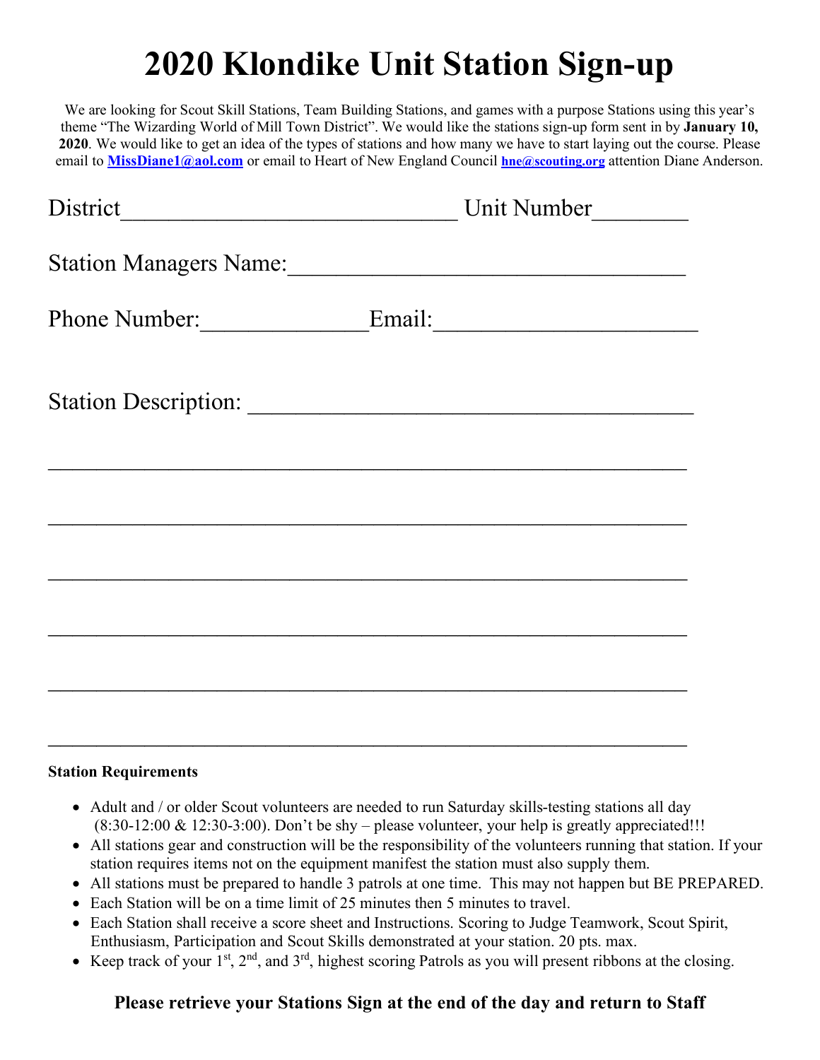# 2020 Klondike Unit Station Sign-up

We are looking for Scout Skill Stations, Team Building Stations, and games with a purpose Stations using this year's theme "The Wizarding World of Mill Town District". We would like the stations sign-up form sent in by **January 10, 2020**. We would like to get an idea of the types of stations and how many we have to start laying out the course. Please email to **MissDiane1@aol.com** or email to Heart of New England Council **hne@scouting.org** attention Diane Anderson.

District_____________________________ Unit Number________

Station Managers Name:__________________________________

Phone Number:______________Email:______________________

Station Description: ______________________________________

_______________________________________________________

_______________________________________________________

_______________________________________________________

_______________________________________________________

_______________________________________________________

_______________________________________________________

**Station Requirements**

- Adult and / or older Scout volunteers are needed to run Saturday skills-testing stations all day (8:30-12:00 & 12:30-3:00). Don't be shy – please volunteer, your help is greatly appreciated!!!
- All stations gear and construction will be the responsibility of the volunteers running that station. If your station requires items not on the equipment manifest the station must also supply them.
- All stations must be prepared to handle 3 patrols at one time. This may not happen but BE PREPARED.
- Each Station will be on a time limit of 25 minutes then 5 minutes to travel.
- Each Station shall receive a score sheet and Instructions. Scoring to Judge Teamwork, Scout Spirit, Enthusiasm, Participation and Scout Skills demonstrated at your station. 20 pts. max.
- Keep track of your 1st, 2nd, and 3rd, highest scoring Patrols as you will present ribbons at the closing.

**Please retrieve your Stations Sign at the end of the day and return to Staff**